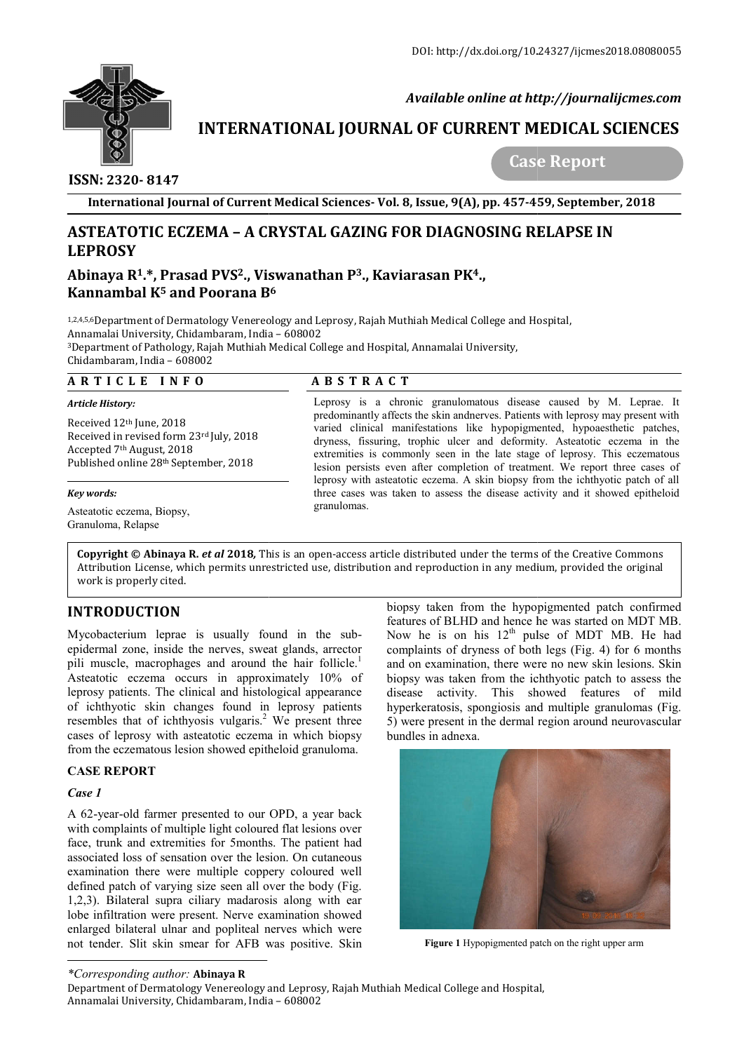DOI: http://dx.doi.org/10.24327/ijcmes2018.08080055

*Available online at http://journalijcmes.com*

# INTERNATIONAL JOURNAL OF CURRENT MEDICAL SCIENCES

**Case Report**

**ISSN: 2320- 8147**

**International Journal of Current Medical Sciences- Vol. 8, Issue, 9(A), pp. 457-459, September, 2018**

# ASTEATOTIC ECZEMA – A CRYSTAL GAZING FOR DIAGNOSING RELAPSE IN LEPROSY

**Abinaya R[1].*, Prasad PVS[2]., Viswanathan P[3]., Kaviarasan PK[4]., Kannambal K[5] and Poorana B[6]**

[1,2,4,5,6]Department of Dermatology Venereology and Leprosy, Rajah Muthiah Medical College and Hospital, Annamalai University, Chidambaram, India – 608002

[3]Department of Pathology, Rajah Muthiah Medical College and Hospital, Annamalai University, Chidambaram, India – 608002

## ARTICLE INFO

*Article History:*

Received 12th June, 2018
Received in revised form 23rd July, 2018
Accepted 7th August, 2018
Published online 28th September, 2018

*Key words:*

Asteatotic eczema, Biopsy, Granuloma, Relapse

## ABSTRACT

Leprosy is a chronic granulomatous disease caused by M. Leprae. It predominantly affects the skin andnerves. Patients with leprosy may present with varied clinical manifestations like hypopigmented, hypoaesthetic patches, dryness, fissuring, trophic ulcer and deformity. Asteatotic eczema in the extremities is commonly seen in the late stage of leprosy. This eczematous lesion persists even after completion of treatment. We report three cases of leprosy with asteatotic eczema. A skin biopsy from the ichthyotic patch of all three cases was taken to assess the disease activity and it showed epitheloid granulomas.

**Copyright © Abinaya R. *et al* 2018**, This is an open-access article distributed under the terms of the Creative Commons Attribution License, which permits unrestricted use, distribution and reproduction in any medium, provided the original work is properly cited.

## INTRODUCTION

Mycobacterium leprae is usually found in the sub-epidermal zone, inside the nerves, sweat glands, arrector pili muscle, macrophages and around the hair follicle.[1] Asteatotic eczema occurs in approximately 10% of leprosy patients. The clinical and histological appearance of ichthyotic skin changes found in leprosy patients resembles that of ichthyosis vulgaris.[2] We present three cases of leprosy with asteatotic eczema in which biopsy from the eczematous lesion showed epitheloid granuloma.

### CASE REPORT

#### *Case 1*

A 62-year-old farmer presented to our OPD, a year back with complaints of multiple light coloured flat lesions over face, trunk and extremities for 5months. The patient had associated loss of sensation over the lesion. On cutaneous examination there were multiple coppery coloured well defined patch of varying size seen all over the body (Fig. 1,2,3). Bilateral supra ciliary madarosis along with ear lobe infiltration were present. Nerve examination showed enlarged bilateral ulnar and popliteal nerves which were not tender. Slit skin smear for AFB was positive. Skin biopsy taken from the hypopigmented patch confirmed features of BLHD and hence he was started on MDT MB. Now he is on his 12th pulse of MDT MB. He had complaints of dryness of both legs (Fig. 4) for 6 months and on examination, there were no new skin lesions. Skin biopsy was taken from the ichthyotic patch to assess the disease activity. This showed features of mild hyperkeratosis, spongiosis and multiple granulomas (Fig. 5) were present in the dermal region around neurovascular bundles in adnexa.

**Figure 1** Hypopigmented patch on the right upper arm

*\*Corresponding author:* **Abinaya R**
Department of Dermatology Venereology and Leprosy, Rajah Muthiah Medical College and Hospital, Annamalai University, Chidambaram, India – 608002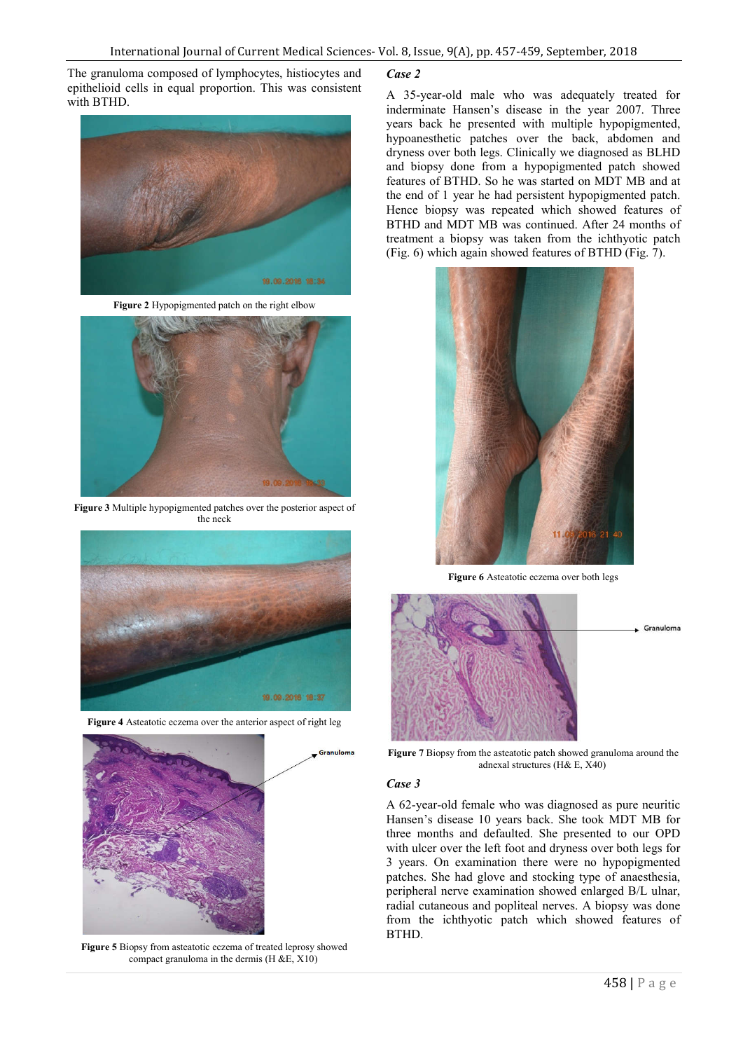The granuloma composed of lymphocytes, histiocytes and epithelioid cells in equal proportion. This was consistent with BTHD.

**Figure 2** Hypopigmented patch on the right elbow

**Figure 3** Multiple hypopigmented patches over the posterior aspect of the neck

**Figure 4** Asteatotic eczema over the anterior aspect of right leg

**Figure 5** Biopsy from asteatotic eczema of treated leprosy showed compact granuloma in the dermis (H &E, X10)

### *Case 2*

A 35-year-old male who was adequately treated for inderminate Hansen's disease in the year 2007. Three years back he presented with multiple hypopigmented, hypoanesthetic patches over the back, abdomen and dryness over both legs. Clinically we diagnosed as BLHD and biopsy done from a hypopigmented patch showed features of BTHD. So he was started on MDT MB and at the end of 1 year he had persistent hypopigmented patch. Hence biopsy was repeated which showed features of BTHD and MDT MB was continued. After 24 months of treatment a biopsy was taken from the ichthyotic patch (Fig. 6) which again showed features of BTHD (Fig. 7).

**Figure 6** Asteatotic eczema over both legs

**Figure 7** Biopsy from the asteatotic patch showed granuloma around the adnexal structures (H& E, X40)

### *Case 3*

A 62-year-old female who was diagnosed as pure neuritic Hansen's disease 10 years back. She took MDT MB for three months and defaulted. She presented to our OPD with ulcer over the left foot and dryness over both legs for 3 years. On examination there were no hypopigmented patches. She had glove and stocking type of anaesthesia, peripheral nerve examination showed enlarged B/L ulnar, radial cutaneous and popliteal nerves. A biopsy was done from the ichthyotic patch which showed features of BTHD.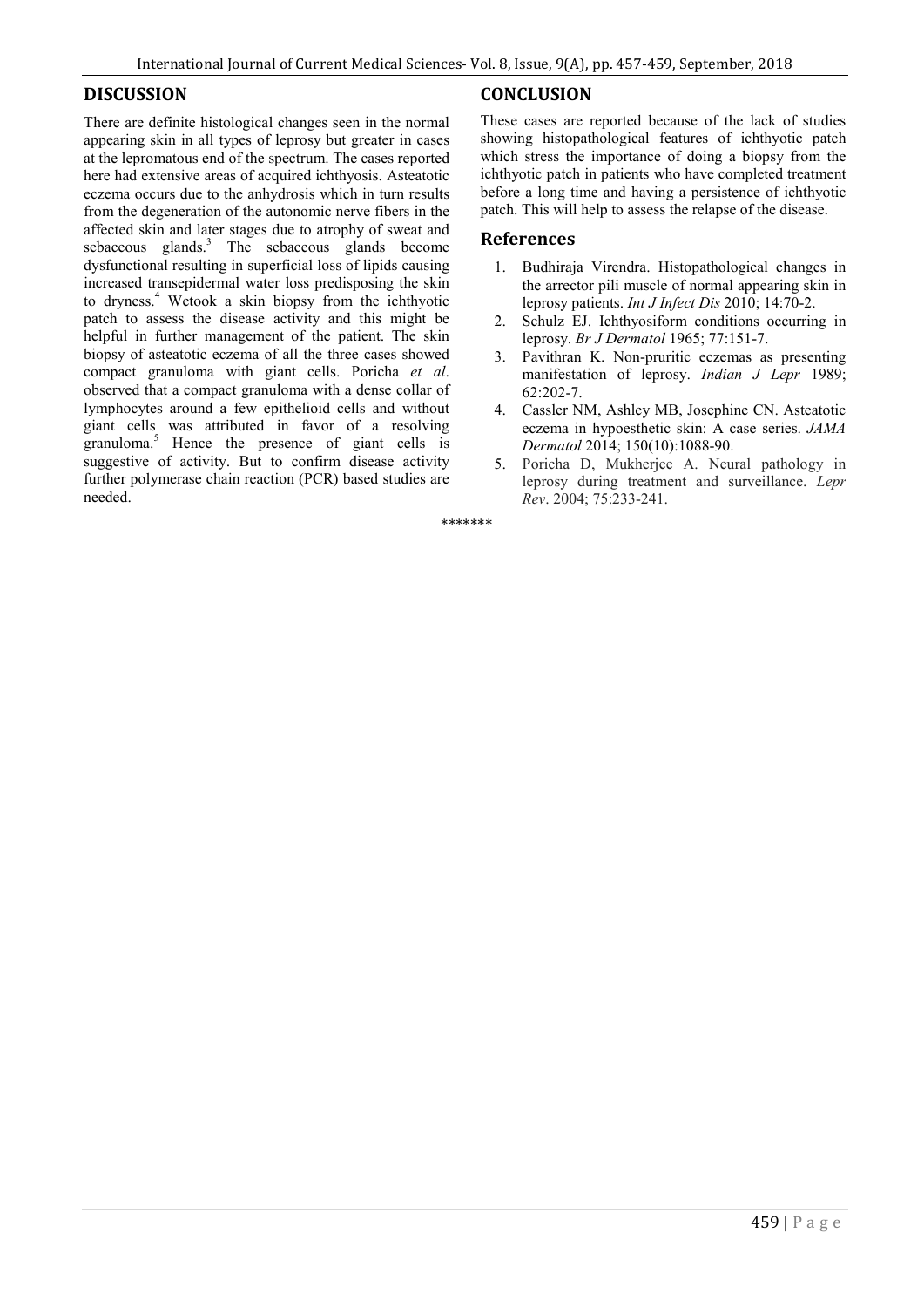## DISCUSSION

There are definite histological changes seen in the normal appearing skin in all types of leprosy but greater in cases at the lepromatous end of the spectrum. The cases reported here had extensive areas of acquired ichthyosis. Asteatotic eczema occurs due to the anhydrosis which in turn results from the degeneration of the autonomic nerve fibers in the affected skin and later stages due to atrophy of sweat and sebaceous glands.[3] The sebaceous glands become dysfunctional resulting in superficial loss of lipids causing increased transepidermal water loss predisposing the skin to dryness.[4] Wetook a skin biopsy from the ichthyotic patch to assess the disease activity and this might be helpful in further management of the patient. The skin biopsy of asteatotic eczema of all the three cases showed compact granuloma with giant cells. Poricha *et al*. observed that a compact granuloma with a dense collar of lymphocytes around a few epithelioid cells and without giant cells was attributed in favor of a resolving granuloma.[5] Hence the presence of giant cells is suggestive of activity. But to confirm disease activity further polymerase chain reaction (PCR) based studies are needed.

## CONCLUSION

These cases are reported because of the lack of studies showing histopathological features of ichthyotic patch which stress the importance of doing a biopsy from the ichthyotic patch in patients who have completed treatment before a long time and having a persistence of ichthyotic patch. This will help to assess the relapse of the disease.

## References

1. Budhiraja Virendra. Histopathological changes in the arrector pili muscle of normal appearing skin in leprosy patients. *Int J Infect Dis* 2010; 14:70-2.
2. Schulz EJ. Ichthyosiform conditions occurring in leprosy. *Br J Dermatol* 1965; 77:151-7.
3. Pavithran K. Non-pruritic eczemas as presenting manifestation of leprosy. *Indian J Lepr* 1989; 62:202-7.
4. Cassler NM, Ashley MB, Josephine CN. Asteatotic eczema in hypoesthetic skin: A case series. *JAMA Dermatol* 2014; 150(10):1088-90.
5. Poricha D, Mukherjee A. Neural pathology in leprosy during treatment and surveillance. *Lepr Rev*. 2004; 75:233-241.

*******